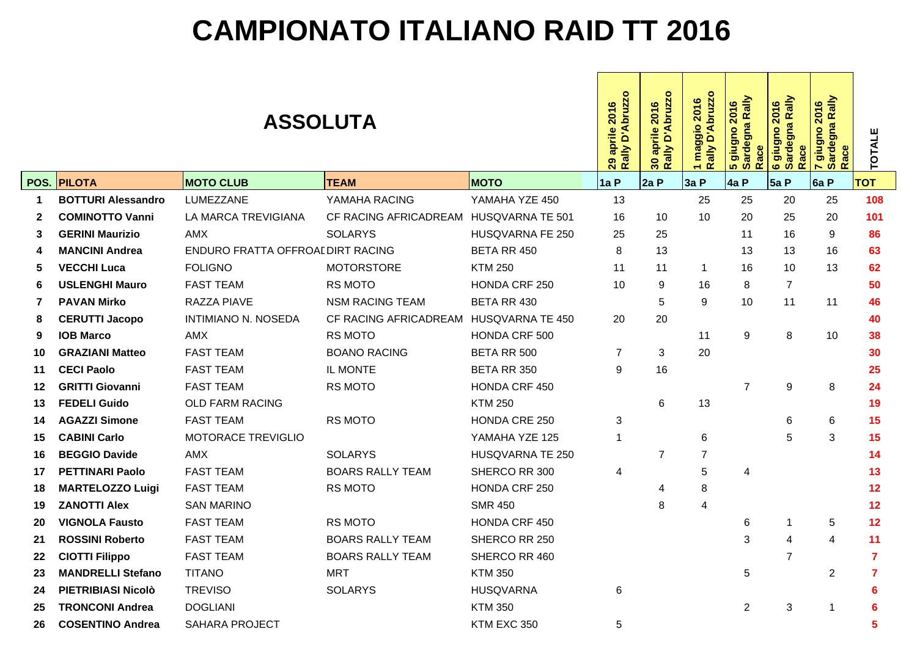# CAMPIONATO ITALIANO RAID TT 2016

## ASSOLUTA

| POS. | PILOTA | MOTO CLUB | TEAM | MOTO | 29 aprile 2016 Rally D'Abruzzo 1a P | 30 aprile 2016 Rally D'Abruzzo 2a P | 1 maggio 2016 Rally D'Abruzzo 3a P | 5 giugno 2016 Sardegna Rally Race 4a P | 6 giugno 2016 Sardegna Rally Race 5a P | 7 giugno 2016 Sardegna Rally Race 6a P | TOTALE TOT |
|---|---|---|---|---|---|---|---|---|---|---|---|
| 1 | **BOTTURI Alessandro** | LUMEZZANE | YAMAHA RACING | YAMAHA YZE 450 | 13 | | 25 | 25 | 20 | 25 | **108** |
| 2 | **COMINOTTO Vanni** | LA MARCA TREVIGIANA | CF RACING AFRICADREAM | HUSQVARNA TE 501 | 16 | 10 | 10 | 20 | 25 | 20 | **101** |
| 3 | **GERINI Maurizio** | AMX | SOLARYS | HUSQVARNA FE 250 | 25 | 25 | | 11 | 16 | 9 | **86** |
| 4 | **MANCINI Andrea** | ENDURO FRATTA OFFROAD | DIRT RACING | BETA RR 450 | 8 | 13 | | 13 | 13 | 16 | **63** |
| 5 | **VECCHI Luca** | FOLIGNO | MOTORSTORE | KTM 250 | 11 | 11 | 1 | 16 | 10 | 13 | **62** |
| 6 | **USLENGHI Mauro** | FAST TEAM | RS MOTO | HONDA CRF 250 | 10 | 9 | 16 | 8 | 7 | | **50** |
| 7 | **PAVAN Mirko** | RAZZA PIAVE | NSM RACING TEAM | BETA RR 430 | | 5 | 9 | 10 | 11 | 11 | **46** |
| 8 | **CERUTTI Jacopo** | INTIMIANO N. NOSEDA | CF RACING AFRICADREAM | HUSQVARNA TE 450 | 20 | 20 | | | | | **40** |
| 9 | **IOB Marco** | AMX | RS MOTO | HONDA CRF 500 | | | 11 | 9 | 8 | 10 | **38** |
| 10 | **GRAZIANI Matteo** | FAST TEAM | BOANO RACING | BETA RR 500 | 7 | 3 | 20 | | | | **30** |
| 11 | **CECI Paolo** | FAST TEAM | IL MONTE | BETA RR 350 | 9 | 16 | | | | | **25** |
| 12 | **GRITTI Giovanni** | FAST TEAM | RS MOTO | HONDA CRF 450 | | | | 7 | 9 | 8 | **24** |
| 13 | **FEDELI Guido** | OLD FARM RACING | | KTM 250 | | 6 | 13 | | | | **19** |
| 14 | **AGAZZI Simone** | FAST TEAM | RS MOTO | HONDA CRE 250 | 3 | | | | 6 | 6 | **15** |
| 15 | **CABINI Carlo** | MOTORACE TREVIGLIO | | YAMAHA YZE 125 | 1 | | 6 | | 5 | 3 | **15** |
| 16 | **BEGGIO Davide** | AMX | SOLARYS | HUSQVARNA TE 250 | | 7 | 7 | | | | **14** |
| 17 | **PETTINARI Paolo** | FAST TEAM | BOARS RALLY TEAM | SHERCO RR 300 | 4 | | 5 | 4 | | | **13** |
| 18 | **MARTELOZZO Luigi** | FAST TEAM | RS MOTO | HONDA CRF 250 | | 4 | 8 | | | | **12** |
| 19 | **ZANOTTI Alex** | SAN MARINO | | SMR 450 | | 8 | 4 | | | | **12** |
| 20 | **VIGNOLA Fausto** | FAST TEAM | RS MOTO | HONDA CRF 450 | | | | 6 | 1 | 5 | **12** |
| 21 | **ROSSINI Roberto** | FAST TEAM | BOARS RALLY TEAM | SHERCO RR 250 | | | | 3 | 4 | 4 | **11** |
| 22 | **CIOTTI Filippo** | FAST TEAM | BOARS RALLY TEAM | SHERCO RR 460 | | | | | 7 | | **7** |
| 23 | **MANDRELLI Stefano** | TITANO | MRT | KTM 350 | | | | 5 | | 2 | **7** |
| 24 | **PIETRIBIASI Nicolò** | TREVISO | SOLARYS | HUSQVARNA | 6 | | | | | | **6** |
| 25 | **TRONCONI Andrea** | DOGLIANI | | KTM 350 | | | | 2 | 3 | 1 | **6** |
| 26 | **COSENTINO Andrea** | SAHARA PROJECT | | KTM EXC 350 | 5 | | | | | | **5** |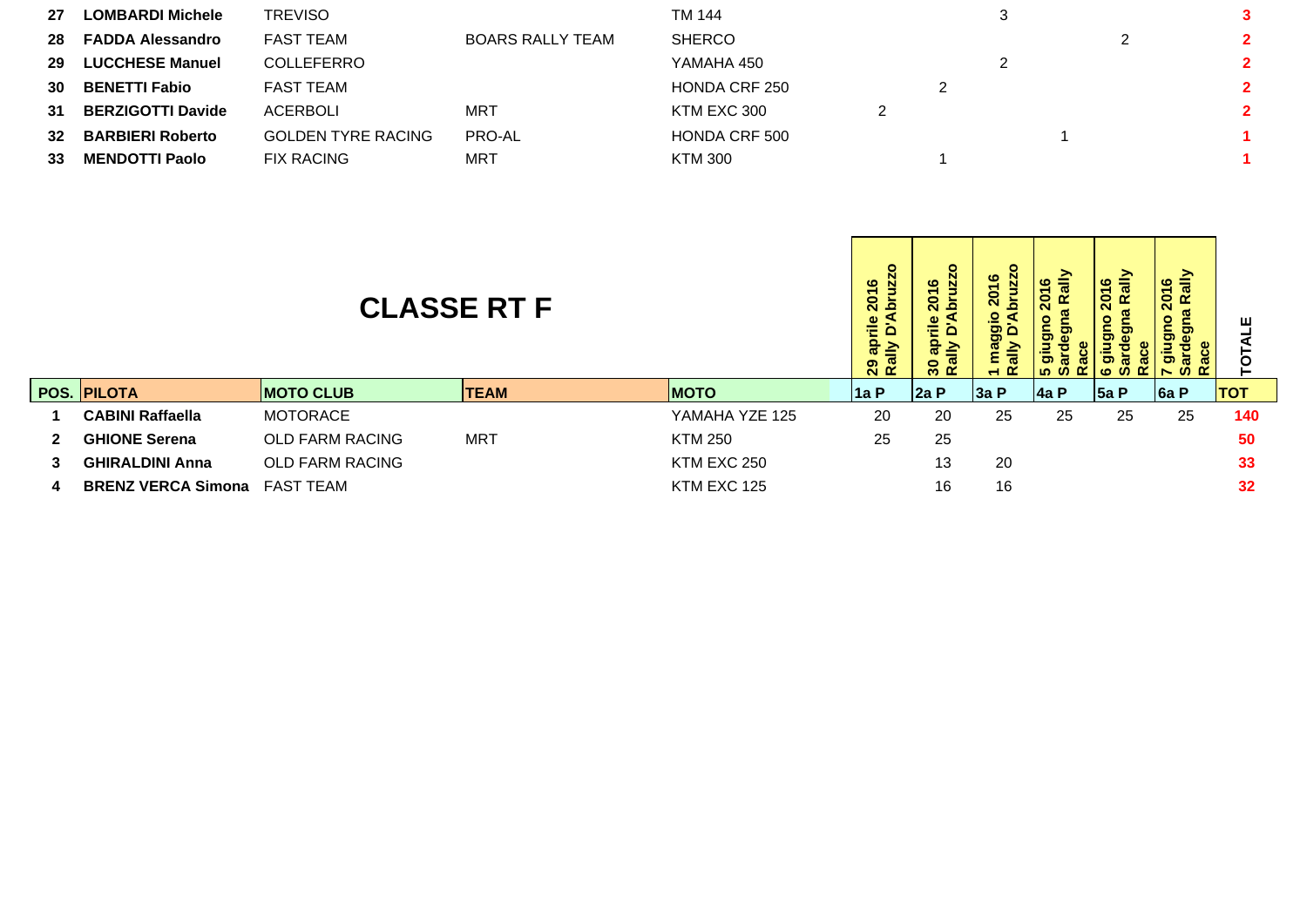| POS. | PILOTA | MOTO CLUB | TEAM | MOTO | 1a P | 2a P | 3a P | 4a P | 5a P | 6a P | TOT |
|---|---|---|---|---|---|---|---|---|---|---|---|
| 27 | **LOMBARDI Michele** | TREVISO | | TM 144 | | | 3 | | | | 3 |
| 28 | **FADDA Alessandro** | FAST TEAM | BOARS RALLY TEAM | SHERCO | | | | | 2 | | 2 |
| 29 | **LUCCHESE Manuel** | COLLEFERRO | | YAMAHA 450 | | | 2 | | | | 2 |
| 30 | **BENETTI Fabio** | FAST TEAM | | HONDA CRF 250 | | 2 | | | | | 2 |
| 31 | **BERZIGOTTI Davide** | ACERBOLI | MRT | KTM EXC 300 | 2 | | | | | | 2 |
| 32 | **BARBIERI Roberto** | GOLDEN TYRE RACING | PRO-AL | HONDA CRF 500 | | | | 1 | | | 1 |
| 33 | **MENDOTTI Paolo** | FIX RACING | MRT | KTM 300 | | 1 | | | | | 1 |

## CLASSE RT F

| | | | | | 29 aprile 2016 Rally D'Abruzzo | 30 aprile 2016 Rally D'Abruzzo | 1 maggio 2016 Rally D'Abruzzo | 5 giugno 2016 Sardegna Rally Race | 6 giugno 2016 Sardegna Rally Race | 7 giugno 2016 Sardegna Rally Race | TOTALE |
|---|---|---|---|---|---|---|---|---|---|---|---|
| **POS.** | **PILOTA** | **MOTO CLUB** | **TEAM** | **MOTO** | **1a P** | **2a P** | **3a P** | **4a P** | **5a P** | **6a P** | **TOT** |
| 1 | **CABINI Raffaella** | MOTORACE | | YAMAHA YZE 125 | 20 | 20 | 25 | 25 | 25 | 25 | 140 |
| 2 | **GHIONE Serena** | OLD FARM RACING | MRT | KTM 250 | 25 | 25 | | | | | 50 |
| 3 | **GHIRALDINI Anna** | OLD FARM RACING | | KTM EXC 250 | | 13 | 20 | | | | 33 |
| 4 | **BRENZ VERCA Simona** | FAST TEAM | | KTM EXC 125 | | 16 | 16 | | | | 32 |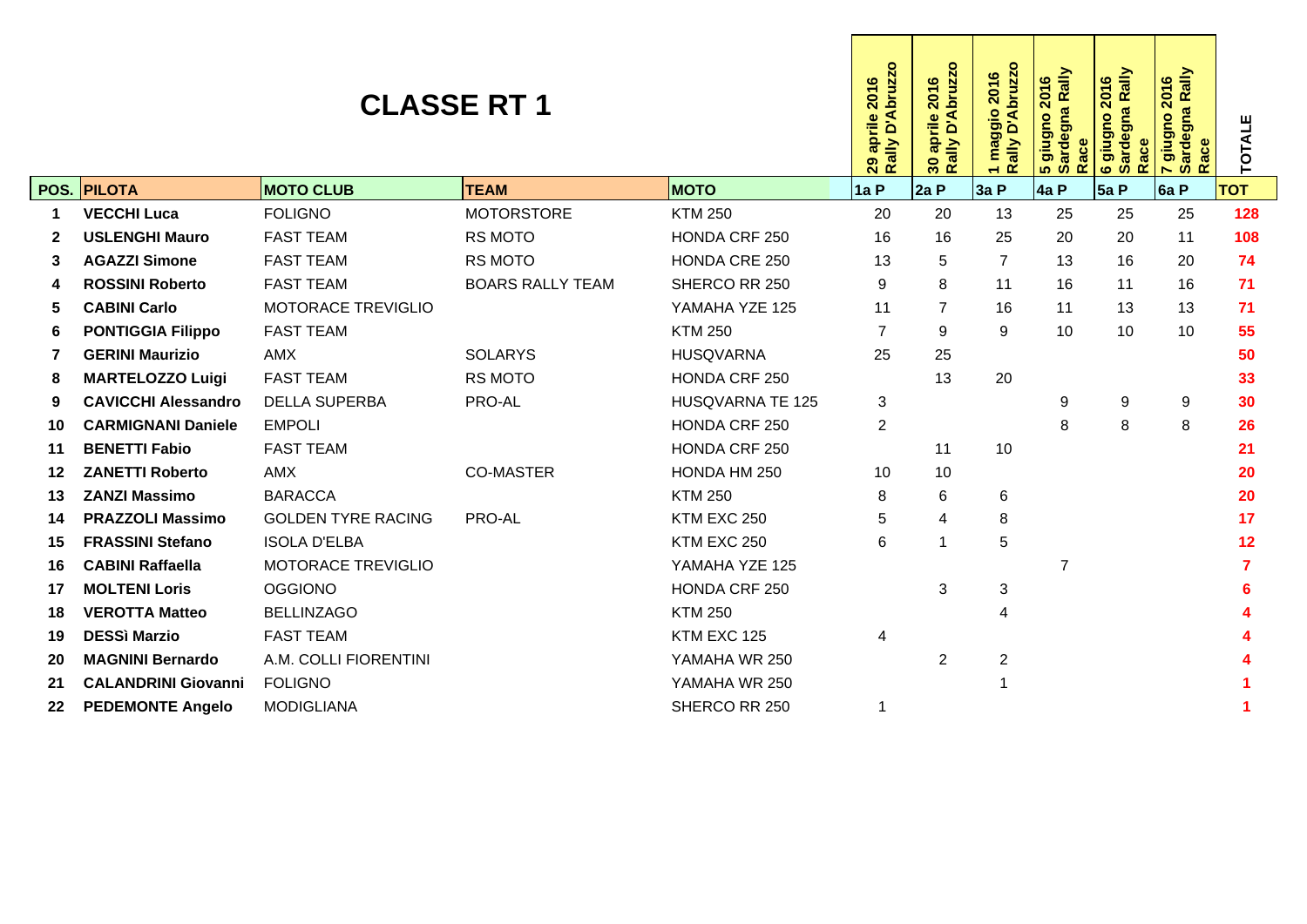# CLASSE RT 1

| POS. | PILOTA | MOTO CLUB | TEAM | MOTO | 29 aprile 2016 Rally D'Abruzzo<br>1a P | 30 aprile 2016 Rally D'Abruzzo<br>2a P | 1 maggio 2016 Rally D'Abruzzo<br>3a P | 5 giugno 2016 Sardegna Rally Race<br>4a P | 6 giugno 2016 Sardegna Rally Race<br>5a P | 7 giugno 2016 Sardegna Rally Race<br>6a P | TOTALE<br>TOT |
|---|---|---|---|---|---|---|---|---|---|---|---|
| 1 | **VECCHI Luca** | FOLIGNO | MOTORSTORE | KTM 250 | 20 | 20 | 13 | 25 | 25 | 25 | **128** |
| 2 | **USLENGHI Mauro** | FAST TEAM | RS MOTO | HONDA CRF 250 | 16 | 16 | 25 | 20 | 20 | 11 | **108** |
| 3 | **AGAZZI Simone** | FAST TEAM | RS MOTO | HONDA CRE 250 | 13 | 5 | 7 | 13 | 16 | 20 | **74** |
| 4 | **ROSSINI Roberto** | FAST TEAM | BOARS RALLY TEAM | SHERCO RR 250 | 9 | 8 | 11 | 16 | 11 | 16 | **71** |
| 5 | **CABINI Carlo** | MOTORACE TREVIGLIO | | YAMAHA YZE 125 | 11 | 7 | 16 | 11 | 13 | 13 | **71** |
| 6 | **PONTIGGIA Filippo** | FAST TEAM | | KTM 250 | 7 | 9 | 9 | 10 | 10 | 10 | **55** |
| 7 | **GERINI Maurizio** | AMX | SOLARYS | HUSQVARNA | 25 | 25 | | | | | **50** |
| 8 | **MARTELOZZO Luigi** | FAST TEAM | RS MOTO | HONDA CRF 250 | | 13 | 20 | | | | **33** |
| 9 | **CAVICCHI Alessandro** | DELLA SUPERBA | PRO-AL | HUSQVARNA TE 125 | 3 | | | 9 | 9 | 9 | **30** |
| 10 | **CARMIGNANI Daniele** | EMPOLI | | HONDA CRF 250 | 2 | | | 8 | 8 | 8 | **26** |
| 11 | **BENETTI Fabio** | FAST TEAM | | HONDA CRF 250 | | 11 | 10 | | | | **21** |
| 12 | **ZANETTI Roberto** | AMX | CO-MASTER | HONDA HM 250 | 10 | 10 | | | | | **20** |
| 13 | **ZANZI Massimo** | BARACCA | | KTM 250 | 8 | 6 | 6 | | | | **20** |
| 14 | **PRAZZOLI Massimo** | GOLDEN TYRE RACING | PRO-AL | KTM EXC 250 | 5 | 4 | 8 | | | | **17** |
| 15 | **FRASSINI Stefano** | ISOLA D'ELBA | | KTM EXC 250 | 6 | 1 | 5 | | | | **12** |
| 16 | **CABINI Raffaella** | MOTORACE TREVIGLIO | | YAMAHA YZE 125 | | | | 7 | | | **7** |
| 17 | **MOLTENI Loris** | OGGIONO | | HONDA CRF 250 | | 3 | 3 | | | | **6** |
| 18 | **VEROTTA Matteo** | BELLINZAGO | | KTM 250 | | | 4 | | | | **4** |
| 19 | **DESSì Marzio** | FAST TEAM | | KTM EXC 125 | 4 | | | | | | **4** |
| 20 | **MAGNINI Bernardo** | A.M. COLLI FIORENTINI | | YAMAHA WR 250 | | 2 | 2 | | | | **4** |
| 21 | **CALANDRINI Giovanni** | FOLIGNO | | YAMAHA WR 250 | | | 1 | | | | **1** |
| 22 | **PEDEMONTE Angelo** | MODIGLIANA | | SHERCO RR 250 | 1 | | | | | | **1** |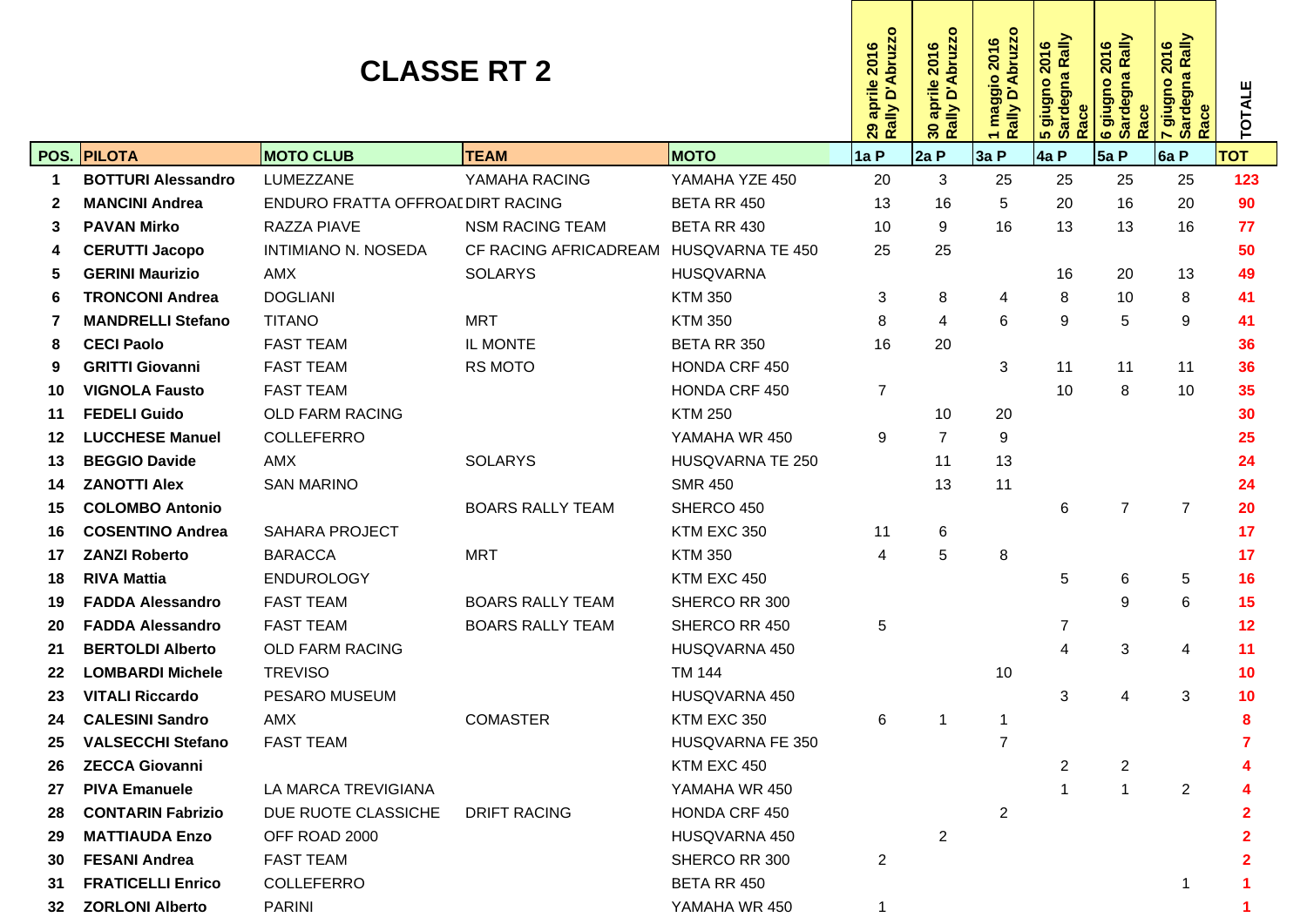# CLASSE RT 2

| POS. | PILOTA | MOTO CLUB | TEAM | MOTO | 29 aprile 2016 Rally D'Abruzzo 1a P | 30 aprile 2016 Rally D'Abruzzo 2a P | 1 maggio 2016 Rally D'Abruzzo 3a P | 5 giugno 2016 Sardegna Rally Race 4a P | 6 giugno 2016 Sardegna Rally Race 5a P | 7 giugno 2016 Sardegna Rally Race 6a P | TOTALE TOT |
|---|---|---|---|---|---|---|---|---|---|---|---|
| 1 | **BOTTURI Alessandro** | LUMEZZANE | YAMAHA RACING | YAMAHA YZE 450 | 20 | 3 | 25 | 25 | 25 | 25 | **123** |
| 2 | **MANCINI Andrea** | ENDURO FRATTA OFFROAD | DIRT RACING | BETA RR 450 | 13 | 16 | 5 | 20 | 16 | 20 | **90** |
| 3 | **PAVAN Mirko** | RAZZA PIAVE | NSM RACING TEAM | BETA RR 430 | 10 | 9 | 16 | 13 | 13 | 16 | **77** |
| 4 | **CERUTTI Jacopo** | INTIMIANO N. NOSEDA | CF RACING AFRICADREAM | HUSQVARNA TE 450 | 25 | 25 | | | | | **50** |
| 5 | **GERINI Maurizio** | AMX | SOLARYS | HUSQVARNA | | | | 16 | 20 | 13 | **49** |
| 6 | **TRONCONI Andrea** | DOGLIANI | | KTM 350 | 3 | 8 | 4 | 8 | 10 | 8 | **41** |
| 7 | **MANDRELLI Stefano** | TITANO | MRT | KTM 350 | 8 | 4 | 6 | 9 | 5 | 9 | **41** |
| 8 | **CECI Paolo** | FAST TEAM | IL MONTE | BETA RR 350 | 16 | 20 | | | | | **36** |
| 9 | **GRITTI Giovanni** | FAST TEAM | RS MOTO | HONDA CRF 450 | | | 3 | 11 | 11 | 11 | **36** |
| 10 | **VIGNOLA Fausto** | FAST TEAM | | HONDA CRF 450 | 7 | | | 10 | 8 | 10 | **35** |
| 11 | **FEDELI Guido** | OLD FARM RACING | | KTM 250 | | 10 | 20 | | | | **30** |
| 12 | **LUCCHESE Manuel** | COLLEFERRO | | YAMAHA WR 450 | 9 | 7 | 9 | | | | **25** |
| 13 | **BEGGIO Davide** | AMX | SOLARYS | HUSQVARNA TE 250 | | 11 | 13 | | | | **24** |
| 14 | **ZANOTTI Alex** | SAN MARINO | | SMR 450 | | 13 | 11 | | | | **24** |
| 15 | **COLOMBO Antonio** | | BOARS RALLY TEAM | SHERCO 450 | | | | 6 | 7 | 7 | **20** |
| 16 | **COSENTINO Andrea** | SAHARA PROJECT | | KTM EXC 350 | 11 | 6 | | | | | **17** |
| 17 | **ZANZI Roberto** | BARACCA | MRT | KTM 350 | 4 | 5 | 8 | | | | **17** |
| 18 | **RIVA Mattia** | ENDUROLOGY | | KTM EXC 450 | | | | 5 | 6 | 5 | **16** |
| 19 | **FADDA Alessandro** | FAST TEAM | BOARS RALLY TEAM | SHERCO RR 300 | | | | | 9 | 6 | **15** |
| 20 | **FADDA Alessandro** | FAST TEAM | BOARS RALLY TEAM | SHERCO RR 450 | 5 | | | 7 | | | **12** |
| 21 | **BERTOLDI Alberto** | OLD FARM RACING | | HUSQVARNA 450 | | | | 4 | 3 | 4 | **11** |
| 22 | **LOMBARDI Michele** | TREVISO | | TM 144 | | | 10 | | | | **10** |
| 23 | **VITALI Riccardo** | PESARO MUSEUM | | HUSQVARNA 450 | | | | 3 | 4 | 3 | **10** |
| 24 | **CALESINI Sandro** | AMX | COMASTER | KTM EXC 350 | 6 | 1 | 1 | | | | **8** |
| 25 | **VALSECCHI Stefano** | FAST TEAM | | HUSQVARNA FE 350 | | | 7 | | | | **7** |
| 26 | **ZECCA Giovanni** | | | KTM EXC 450 | | | | 2 | 2 | | **4** |
| 27 | **PIVA Emanuele** | LA MARCA TREVIGIANA | | YAMAHA WR 450 | | | | 1 | 1 | 2 | **4** |
| 28 | **CONTARIN Fabrizio** | DUE RUOTE CLASSICHE | DRIFT RACING | HONDA CRF 450 | | | 2 | | | | **2** |
| 29 | **MATTIAUDA Enzo** | OFF ROAD 2000 | | HUSQVARNA 450 | | 2 | | | | | **2** |
| 30 | **FESANI Andrea** | FAST TEAM | | SHERCO RR 300 | 2 | | | | | | **2** |
| 31 | **FRATICELLI Enrico** | COLLEFERRO | | BETA RR 450 | | | | | | 1 | **1** |
| 32 | **ZORLONI Alberto** | PARINI | | YAMAHA WR 450 | 1 | | | | | | **1** |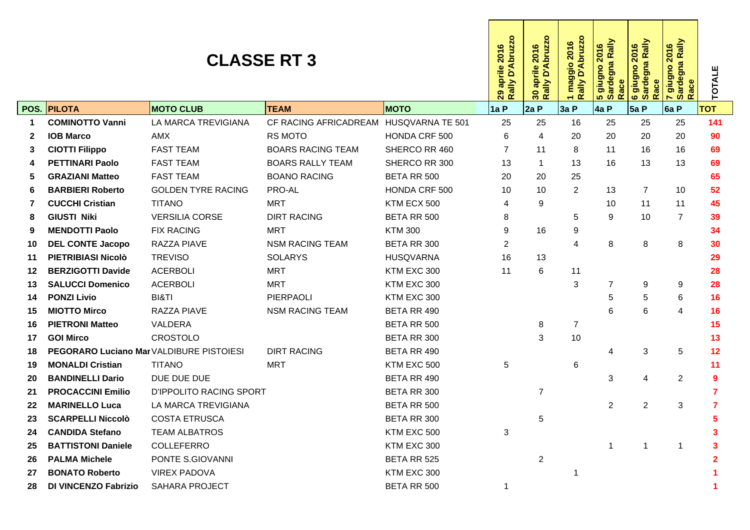# CLASSE RT 3

| POS. | PILOTA | MOTO CLUB | TEAM | MOTO | 29 aprile 2016 Rally D'Abruzzo | 30 aprile 2016 Rally D'Abruzzo | 1 maggio 2016 Rally D'Abruzzo | 5 giugno 2016 Sardegna Rally Race | 6 giugno 2016 Sardegna Rally Race | 7 giugno 2016 Sardegna Rally Race | TOTALE |
|---|---|---|---|---|---|---|---|---|---|---|---|
| | | | | | 1a P | 2a P | 3a P | 4a P | 5a P | 6a P | TOT |
| 1 | **COMINOTTO Vanni** | LA MARCA TREVIGIANA | CF RACING AFRICADREAM | HUSQVARNA TE 501 | 25 | 25 | 16 | 25 | 25 | 25 | **141** |
| 2 | **IOB Marco** | AMX | RS MOTO | HONDA CRF 500 | 6 | 4 | 20 | 20 | 20 | 20 | **90** |
| 3 | **CIOTTI Filippo** | FAST TEAM | BOARS RACING TEAM | SHERCO RR 460 | 7 | 11 | 8 | 11 | 16 | 16 | **69** |
| 4 | **PETTINARI Paolo** | FAST TEAM | BOARS RALLY TEAM | SHERCO RR 300 | 13 | 1 | 13 | 16 | 13 | 13 | **69** |
| 5 | **GRAZIANI Matteo** | FAST TEAM | BOANO RACING | BETA RR 500 | 20 | 20 | 25 | | | | **65** |
| 6 | **BARBIERI Roberto** | GOLDEN TYRE RACING | PRO-AL | HONDA CRF 500 | 10 | 10 | 2 | 13 | 7 | 10 | **52** |
| 7 | **CUCCHI Cristian** | TITANO | MRT | KTM ECX 500 | 4 | 9 | | 10 | 11 | 11 | **45** |
| 8 | **GIUSTI Niki** | VERSILIA CORSE | DIRT RACING | BETA RR 500 | 8 | | 5 | 9 | 10 | 7 | **39** |
| 9 | **MENDOTTI Paolo** | FIX RACING | MRT | KTM 300 | 9 | 16 | 9 | | | | **34** |
| 10 | **DEL CONTE Jacopo** | RAZZA PIAVE | NSM RACING TEAM | BETA RR 300 | 2 | | 4 | 8 | 8 | 8 | **30** |
| 11 | **PIETRIBIASI Nicolò** | TREVISO | SOLARYS | HUSQVARNA | 16 | 13 | | | | | **29** |
| 12 | **BERZIGOTTI Davide** | ACERBOLI | MRT | KTM EXC 300 | 11 | 6 | 11 | | | | **28** |
| 13 | **SALUCCI Domenico** | ACERBOLI | MRT | KTM EXC 300 | | | 3 | 7 | 9 | 9 | **28** |
| 14 | **PONZI Livio** | BI&TI | PIERPAOLI | KTM EXC 300 | | | | 5 | 5 | 6 | **16** |
| 15 | **MIOTTO Mirco** | RAZZA PIAVE | NSM RACING TEAM | BETA RR 490 | | | | 6 | 6 | 4 | **16** |
| 16 | **PIETRONI Matteo** | VALDERA | | BETA RR 500 | | 8 | 7 | | | | **15** |
| 17 | **GOI Mirco** | CROSTOLO | | BETA RR 300 | | 3 | 10 | | | | **13** |
| 18 | **PEGORARO Luciano Mar** | VALDIBURE PISTOIESI | DIRT RACING | BETA RR 490 | | | | 4 | 3 | 5 | **12** |
| 19 | **MONALDI Cristian** | TITANO | MRT | KTM EXC 500 | 5 | | 6 | | | | **11** |
| 20 | **BANDINELLI Dario** | DUE DUE DUE | | BETA RR 490 | | | | 3 | 4 | 2 | **9** |
| 21 | **PROCACCINI Emilio** | D'IPPOLITO RACING SPORT | | BETA RR 300 | | 7 | | | | | **7** |
| 22 | **MARINELLO Luca** | LA MARCA TREVIGIANA | | BETA RR 500 | | | | 2 | 2 | 3 | **7** |
| 23 | **SCARPELLI Niccolò** | COSTA ETRUSCA | | BETA RR 300 | | 5 | | | | | **5** |
| 24 | **CANDIDA Stefano** | TEAM ALBATROS | | KTM EXC 500 | 3 | | | | | | **3** |
| 25 | **BATTISTONI Daniele** | COLLEFERRO | | KTM EXC 300 | | | | 1 | 1 | 1 | **3** |
| 26 | **PALMA Michele** | PONTE S.GIOVANNI | | BETA RR 525 | | 2 | | | | | **2** |
| 27 | **BONATO Roberto** | VIREX PADOVA | | KTM EXC 300 | | | 1 | | | | **1** |
| 28 | **DI VINCENZO Fabrizio** | SAHARA PROJECT | | BETA RR 500 | 1 | | | | | | **1** |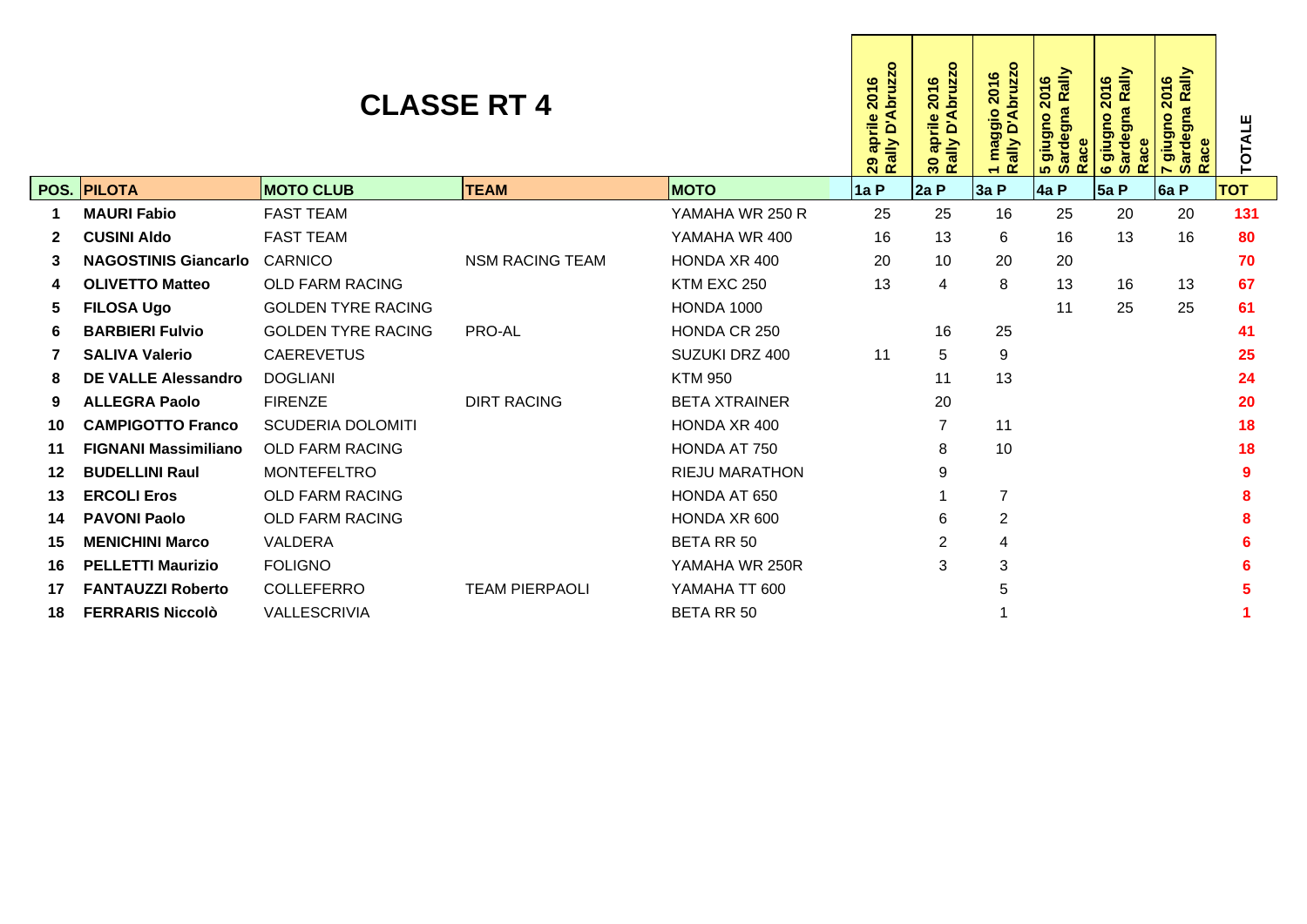# CLASSE RT 4

| POS. | PILOTA | MOTO CLUB | TEAM | MOTO | 29 aprile 2016 Rally D'Abruzzo | 30 aprile 2016 Rally D'Abruzzo | 1 maggio 2016 Rally D'Abruzzo | 5 giugno 2016 Sardegna Rally Race | 6 giugno 2016 Sardegna Rally Race | 7 giugno 2016 Sardegna Rally Race | TOTALE |
|---|---|---|---|---|---|---|---|---|---|---|---|
| | | | | | 1a P | 2a P | 3a P | 4a P | 5a P | 6a P | TOT |
| 1 | **MAURI Fabio** | FAST TEAM | | YAMAHA WR 250 R | 25 | 25 | 16 | 25 | 20 | 20 | 131 |
| 2 | **CUSINI Aldo** | FAST TEAM | | YAMAHA WR 400 | 16 | 13 | 6 | 16 | 13 | 16 | 80 |
| 3 | **NAGOSTINIS Giancarlo** | CARNICO | NSM RACING TEAM | HONDA XR 400 | 20 | 10 | 20 | 20 | | | 70 |
| 4 | **OLIVETTO Matteo** | OLD FARM RACING | | KTM EXC 250 | 13 | 4 | 8 | 13 | 16 | 13 | 67 |
| 5 | **FILOSA Ugo** | GOLDEN TYRE RACING | | HONDA 1000 | | | | 11 | 25 | 25 | 61 |
| 6 | **BARBIERI Fulvio** | GOLDEN TYRE RACING | PRO-AL | HONDA CR 250 | | 16 | 25 | | | | 41 |
| 7 | **SALIVA Valerio** | CAEREVETUS | | SUZUKI DRZ 400 | 11 | 5 | 9 | | | | 25 |
| 8 | **DE VALLE Alessandro** | DOGLIANI | | KTM 950 | | 11 | 13 | | | | 24 |
| 9 | **ALLEGRA Paolo** | FIRENZE | DIRT RACING | BETA XTRAINER | | 20 | | | | | 20 |
| 10 | **CAMPIGOTTO Franco** | SCUDERIA DOLOMITI | | HONDA XR 400 | | 7 | 11 | | | | 18 |
| 11 | **FIGNANI Massimiliano** | OLD FARM RACING | | HONDA AT 750 | | 8 | 10 | | | | 18 |
| 12 | **BUDELLINI Raul** | MONTEFELTRO | | RIEJU MARATHON | | 9 | | | | | 9 |
| 13 | **ERCOLI Eros** | OLD FARM RACING | | HONDA AT 650 | | 1 | 7 | | | | 8 |
| 14 | **PAVONI Paolo** | OLD FARM RACING | | HONDA XR 600 | | 6 | 2 | | | | 8 |
| 15 | **MENICHINI Marco** | VALDERA | | BETA RR 50 | | 2 | 4 | | | | 6 |
| 16 | **PELLETTI Maurizio** | FOLIGNO | | YAMAHA WR 250R | | 3 | 3 | | | | 6 |
| 17 | **FANTAUZZI Roberto** | COLLEFERRO | TEAM PIERPAOLI | YAMAHA TT 600 | | | 5 | | | | 5 |
| 18 | **FERRARIS Niccolò** | VALLESCRIVIA | | BETA RR 50 | | | 1 | | | | 1 |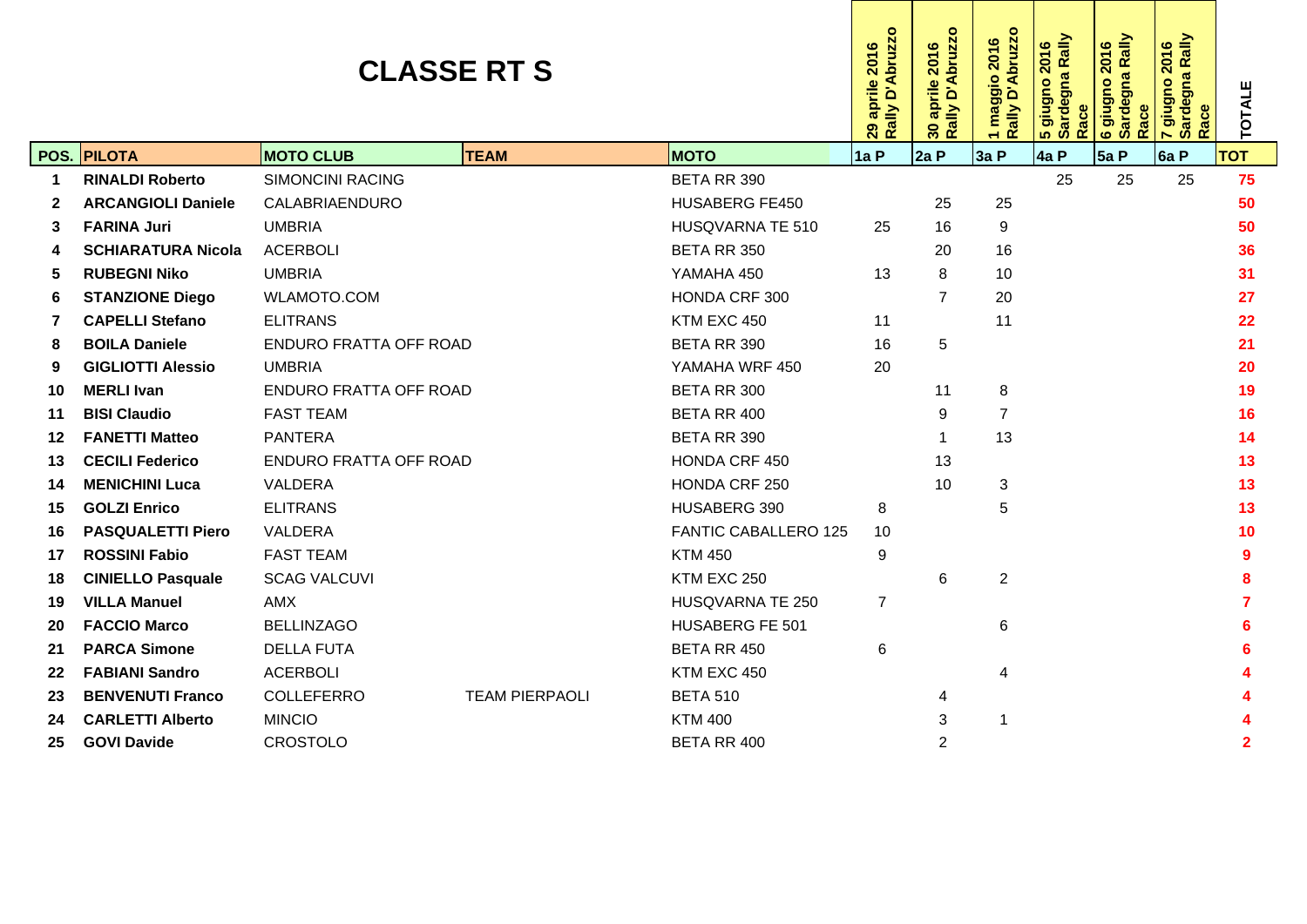# CLASSE RT S

| POS. | PILOTA | MOTO CLUB | TEAM | MOTO | 29 aprile 2016 Rally D'Abruzzo 1a P | 30 aprile 2016 Rally D'Abruzzo 2a P | 1 maggio 2016 Rally D'Abruzzo 3a P | 5 giugno 2016 Sardegna Rally Race 4a P | 6 giugno 2016 Sardegna Rally Race 5a P | 7 giugno 2016 Sardegna Rally Race 6a P | TOTALE TOT |
|---|---|---|---|---|---|---|---|---|---|---|---|
| 1 | **RINALDI Roberto** | SIMONCINI RACING | | BETA RR 390 | | | | 25 | 25 | 25 | **75** |
| 2 | **ARCANGIOLI Daniele** | CALABRIAENDURO | | HUSABERG FE450 | | 25 | 25 | | | | **50** |
| 3 | **FARINA Juri** | UMBRIA | | HUSQVARNA TE 510 | 25 | 16 | 9 | | | | **50** |
| 4 | **SCHIARATURA Nicola** | ACERBOLI | | BETA RR 350 | | 20 | 16 | | | | **36** |
| 5 | **RUBEGNI Niko** | UMBRIA | | YAMAHA 450 | 13 | 8 | 10 | | | | **31** |
| 6 | **STANZIONE Diego** | WLAMOTO.COM | | HONDA CRF 300 | | 7 | 20 | | | | **27** |
| 7 | **CAPELLI Stefano** | ELITRANS | | KTM EXC 450 | 11 | | 11 | | | | **22** |
| 8 | **BOILA Daniele** | ENDURO FRATTA OFF ROAD | | BETA RR 390 | 16 | 5 | | | | | **21** |
| 9 | **GIGLIOTTI Alessio** | UMBRIA | | YAMAHA WRF 450 | 20 | | | | | | **20** |
| 10 | **MERLI Ivan** | ENDURO FRATTA OFF ROAD | | BETA RR 300 | | 11 | 8 | | | | **19** |
| 11 | **BISI Claudio** | FAST TEAM | | BETA RR 400 | | 9 | 7 | | | | **16** |
| 12 | **FANETTI Matteo** | PANTERA | | BETA RR 390 | | 1 | 13 | | | | **14** |
| 13 | **CECILI Federico** | ENDURO FRATTA OFF ROAD | | HONDA CRF 450 | | 13 | | | | | **13** |
| 14 | **MENICHINI Luca** | VALDERA | | HONDA CRF 250 | | 10 | 3 | | | | **13** |
| 15 | **GOLZI Enrico** | ELITRANS | | HUSABERG 390 | 8 | | 5 | | | | **13** |
| 16 | **PASQUALETTI Piero** | VALDERA | | FANTIC CABALLERO 125 | 10 | | | | | | **10** |
| 17 | **ROSSINI Fabio** | FAST TEAM | | KTM 450 | 9 | | | | | | **9** |
| 18 | **CINIELLO Pasquale** | SCAG VALCUVI | | KTM EXC 250 | | 6 | 2 | | | | **8** |
| 19 | **VILLA Manuel** | AMX | | HUSQVARNA TE 250 | 7 | | | | | | **7** |
| 20 | **FACCIO Marco** | BELLINZAGO | | HUSABERG FE 501 | | | 6 | | | | **6** |
| 21 | **PARCA Simone** | DELLA FUTA | | BETA RR 450 | 6 | | | | | | **6** |
| 22 | **FABIANI Sandro** | ACERBOLI | | KTM EXC 450 | | | 4 | | | | **4** |
| 23 | **BENVENUTI Franco** | COLLEFERRO | TEAM PIERPAOLI | BETA 510 | | 4 | | | | | **4** |
| 24 | **CARLETTI Alberto** | MINCIO | | KTM 400 | | 3 | 1 | | | | **4** |
| 25 | **GOVI Davide** | CROSTOLO | | BETA RR 400 | | 2 | | | | | **2** |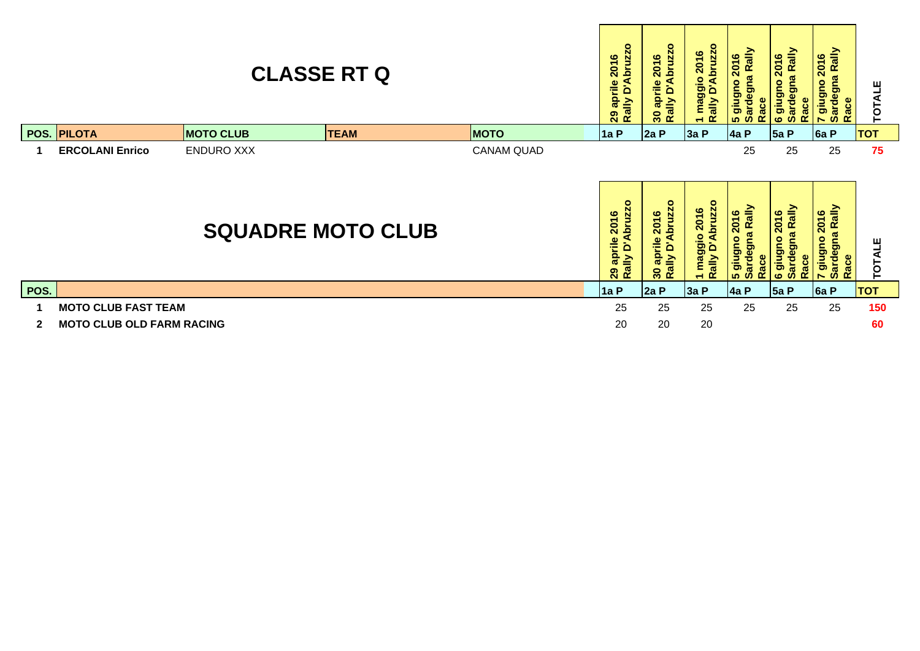## CLASSE RT Q

| POS. | PILOTA | MOTO CLUB | TEAM | MOTO | 29 aprile 2016 Rally D'Abruzzo<br>1a P | 30 aprile 2016 Rally D'Abruzzo<br>2a P | 1 maggio 2016 Rally D'Abruzzo<br>3a P | 5 giugno 2016 Sardegna Rally Race<br>4a P | 6 giugno 2016 Sardegna Rally Race<br>5a P | 7 giugno 2016 Sardegna Rally Race<br>6a P | TOTALE<br>TOT |
|---|---|---|---|---|---|---|---|---|---|---|---|
| 1 | ERCOLANI Enrico | ENDURO XXX | | CANAM QUAD | | | | 25 | 25 | 25 | 75 |

## SQUADRE MOTO CLUB

| POS. | | 29 aprile 2016 Rally D'Abruzzo<br>1a P | 30 aprile 2016 Rally D'Abruzzo<br>2a P | 1 maggio 2016 Rally D'Abruzzo<br>3a P | 5 giugno 2016 Sardegna Rally Race<br>4a P | 6 giugno 2016 Sardegna Rally Race<br>5a P | 7 giugno 2016 Sardegna Rally Race<br>6a P | TOTALE<br>TOT |
|---|---|---|---|---|---|---|---|---|
| 1 | MOTO CLUB FAST TEAM | 25 | 25 | 25 | 25 | 25 | 25 | 150 |
| 2 | MOTO CLUB OLD FARM RACING | 20 | 20 | 20 | | | | 60 |